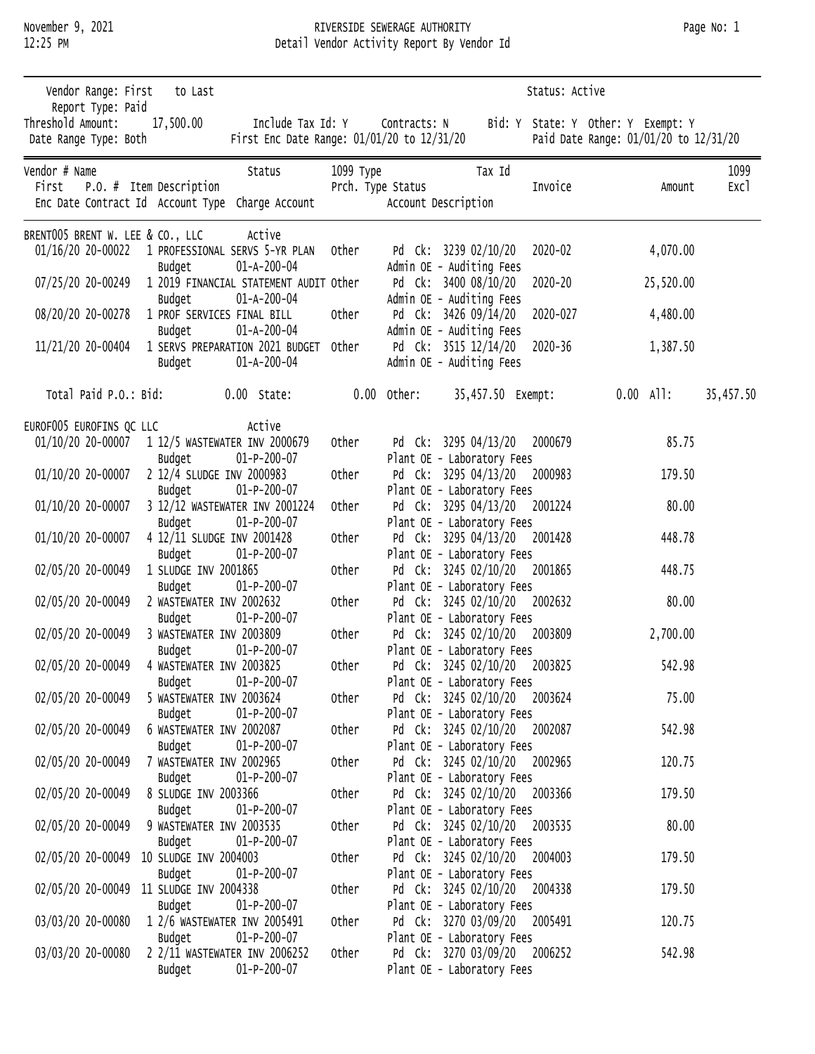# RIVERSIDE SEWERAGE AUTHORITY

## Detail Vendor Activity Report By Vendor Id

November 9, 2021
12:25 PM

Vendor Range: First to Last
Report Type: Paid
Status: Active
Threshold Amount: 17,500.00 Include Tax Id: Y Contracts: N Bid: Y State: Y Other: Y Exempt: Y
Date Range Type: Both First Enc Date Range: 01/01/20 to 12/31/20 Paid Date Range: 01/01/20 to 12/31/20

| Vendor # / Enc Date | P.O. # | Item Description / Account Type / Charge Account | 1099 Type | Status / Account Description | Invoice | Amount | 1099 Excl |
|---|---|---|---|---|---|---|---|
| **BRENT005 BRENT W. LEE & CO., LLC** | | Active | | | | | |
| 01/16/20 | 20-00022 | 1 PROFESSIONAL SERVS 5-YR PLAN<br>Budget 01-A-200-04 | Other | Pd Ck: 3239 02/10/20<br>Admin OE - Auditing Fees | 2020-02 | 4,070.00 | |
| 07/25/20 | 20-00249 | 1 2019 FINANCIAL STATEMENT AUDIT<br>Budget 01-A-200-04 | Other | Pd Ck: 3400 08/10/20<br>Admin OE - Auditing Fees | 2020-20 | 25,520.00 | |
| 08/20/20 | 20-00278 | 1 PROF SERVICES FINAL BILL<br>Budget 01-A-200-04 | Other | Pd Ck: 3426 09/14/20<br>Admin OE - Auditing Fees | 2020-027 | 4,480.00 | |
| 11/21/20 | 20-00404 | 1 SERVS PREPARATION 2021 BUDGET<br>Budget 01-A-200-04 | Other | Pd Ck: 3515 12/14/20<br>Admin OE - Auditing Fees | 2020-36 | 1,387.50 | |
| Total Paid P.O.: Bid: 0.00 | | State: 0.00 | | Other: 35,457.50 | Exempt: | 0.00 | All: 35,457.50 |
| **EUROF005 EUROFINS QC LLC** | | Active | | | | | |
| 01/10/20 | 20-00007 | 1 12/5 WASTEWATER INV 2000679<br>Budget 01-P-200-07 | Other | Pd Ck: 3295 04/13/20<br>Plant OE - Laboratory Fees | 2000679 | 85.75 | |
| 01/10/20 | 20-00007 | 2 12/4 SLUDGE INV 2000983<br>Budget 01-P-200-07 | Other | Pd Ck: 3295 04/13/20<br>Plant OE - Laboratory Fees | 2000983 | 179.50 | |
| 01/10/20 | 20-00007 | 3 12/12 WASTEWATER INV 2001224<br>Budget 01-P-200-07 | Other | Pd Ck: 3295 04/13/20<br>Plant OE - Laboratory Fees | 2001224 | 80.00 | |
| 01/10/20 | 20-00007 | 4 12/11 SLUDGE INV 2001428<br>Budget 01-P-200-07 | Other | Pd Ck: 3295 04/13/20<br>Plant OE - Laboratory Fees | 2001428 | 448.78 | |
| 02/05/20 | 20-00049 | 1 SLUDGE INV 2001865<br>Budget 01-P-200-07 | Other | Pd Ck: 3245 02/10/20<br>Plant OE - Laboratory Fees | 2001865 | 448.75 | |
| 02/05/20 | 20-00049 | 2 WASTEWATER INV 2002632<br>Budget 01-P-200-07 | Other | Pd Ck: 3245 02/10/20<br>Plant OE - Laboratory Fees | 2002632 | 80.00 | |
| 02/05/20 | 20-00049 | 3 WASTEWATER INV 2003809<br>Budget 01-P-200-07 | Other | Pd Ck: 3245 02/10/20<br>Plant OE - Laboratory Fees | 2003809 | 2,700.00 | |
| 02/05/20 | 20-00049 | 4 WASTEWATER INV 2003825<br>Budget 01-P-200-07 | Other | Pd Ck: 3245 02/10/20<br>Plant OE - Laboratory Fees | 2003825 | 542.98 | |
| 02/05/20 | 20-00049 | 5 WASTEWATER INV 2003624<br>Budget 01-P-200-07 | Other | Pd Ck: 3245 02/10/20<br>Plant OE - Laboratory Fees | 2003624 | 75.00 | |
| 02/05/20 | 20-00049 | 6 WASTEWATER INV 2002087<br>Budget 01-P-200-07 | Other | Pd Ck: 3245 02/10/20<br>Plant OE - Laboratory Fees | 2002087 | 542.98 | |
| 02/05/20 | 20-00049 | 7 WASTEWATER INV 2002965<br>Budget 01-P-200-07 | Other | Pd Ck: 3245 02/10/20<br>Plant OE - Laboratory Fees | 2002965 | 120.75 | |
| 02/05/20 | 20-00049 | 8 SLUDGE INV 2003366<br>Budget 01-P-200-07 | Other | Pd Ck: 3245 02/10/20<br>Plant OE - Laboratory Fees | 2003366 | 179.50 | |
| 02/05/20 | 20-00049 | 9 WASTEWATER INV 2003535<br>Budget 01-P-200-07 | Other | Pd Ck: 3245 02/10/20<br>Plant OE - Laboratory Fees | 2003535 | 80.00 | |
| 02/05/20 | 20-00049 | 10 SLUDGE INV 2004003<br>Budget 01-P-200-07 | Other | Pd Ck: 3245 02/10/20<br>Plant OE - Laboratory Fees | 2004003 | 179.50 | |
| 02/05/20 | 20-00049 | 11 SLUDGE INV 2004338<br>Budget 01-P-200-07 | Other | Pd Ck: 3245 02/10/20<br>Plant OE - Laboratory Fees | 2004338 | 179.50 | |
| 03/03/20 | 20-00080 | 1 2/6 WASTEWATER INV 2005491<br>Budget 01-P-200-07 | Other | Pd Ck: 3270 03/09/20<br>Plant OE - Laboratory Fees | 2005491 | 120.75 | |
| 03/03/20 | 20-00080 | 2 2/11 WASTEWATER INV 2006252<br>Budget 01-P-200-07 | Other | Pd Ck: 3270 03/09/20<br>Plant OE - Laboratory Fees | 2006252 | 542.98 | |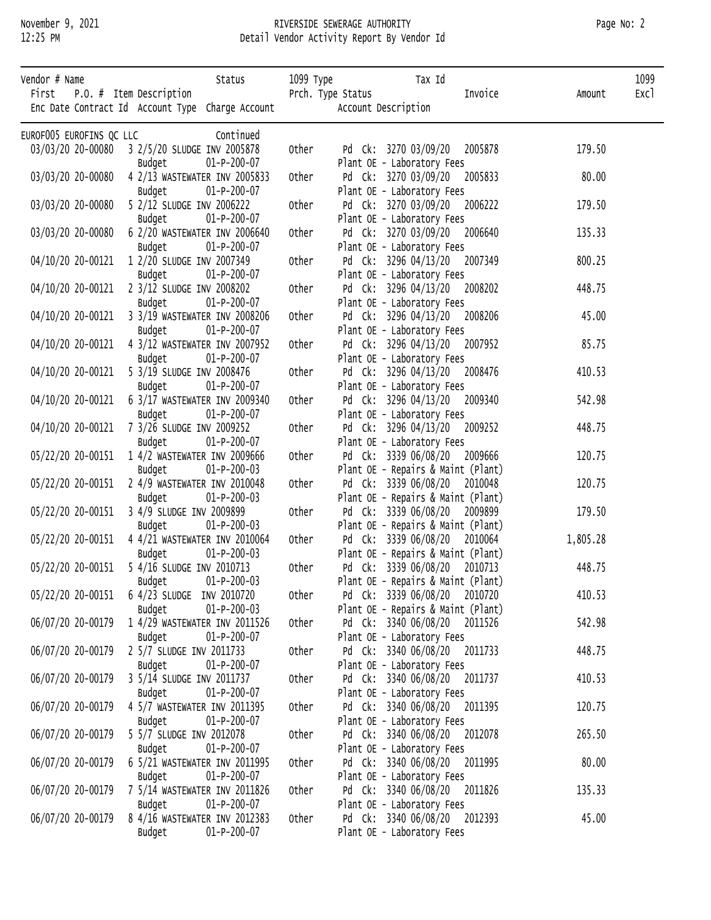| Vendor # Name | | | Status | 1099 Type | Tax Id | | | 1099 |
|---|---|---|---|---|---|---|---|---|
| First | P.O. # | Item Description | | Prch. Type Status | | Invoice | Amount | Excl |
| Enc Date | Contract Id | Account Type | Charge Account | | Account Description | | | |
| EUROF005 EUROFINS QC LLC | | | Continued | | | | | |
| 03/03/20 | 20-00080 | 3 2/5/20 SLUDGE INV 2005878 | | Other | Pd Ck: 3270 03/09/20 | 2005878 | 179.50 | |
| | | Budget | 01-P-200-07 | | Plant OE - Laboratory Fees | | | |
| 03/03/20 | 20-00080 | 4 2/13 WASTEWATER INV 2005833 | | Other | Pd Ck: 3270 03/09/20 | 2005833 | 80.00 | |
| | | Budget | 01-P-200-07 | | Plant OE - Laboratory Fees | | | |
| 03/03/20 | 20-00080 | 5 2/12 SLUDGE INV 2006222 | | Other | Pd Ck: 3270 03/09/20 | 2006222 | 179.50 | |
| | | Budget | 01-P-200-07 | | Plant OE - Laboratory Fees | | | |
| 03/03/20 | 20-00080 | 6 2/20 WASTEWATER INV 2006640 | | Other | Pd Ck: 3270 03/09/20 | 2006640 | 135.33 | |
| | | Budget | 01-P-200-07 | | Plant OE - Laboratory Fees | | | |
| 04/10/20 | 20-00121 | 1 2/20 SLUDGE INV 2007349 | | Other | Pd Ck: 3296 04/13/20 | 2007349 | 800.25 | |
| | | Budget | 01-P-200-07 | | Plant OE - Laboratory Fees | | | |
| 04/10/20 | 20-00121 | 2 3/12 SLUDGE INV 2008202 | | Other | Pd Ck: 3296 04/13/20 | 2008202 | 448.75 | |
| | | Budget | 01-P-200-07 | | Plant OE - Laboratory Fees | | | |
| 04/10/20 | 20-00121 | 3 3/19 WASTEWATER INV 2008206 | | Other | Pd Ck: 3296 04/13/20 | 2008206 | 45.00 | |
| | | Budget | 01-P-200-07 | | Plant OE - Laboratory Fees | | | |
| 04/10/20 | 20-00121 | 4 3/12 WASTEWATER INV 2007952 | | Other | Pd Ck: 3296 04/13/20 | 2007952 | 85.75 | |
| | | Budget | 01-P-200-07 | | Plant OE - Laboratory Fees | | | |
| 04/10/20 | 20-00121 | 5 3/19 SLUDGE INV 2008476 | | Other | Pd Ck: 3296 04/13/20 | 2008476 | 410.53 | |
| | | Budget | 01-P-200-07 | | Plant OE - Laboratory Fees | | | |
| 04/10/20 | 20-00121 | 6 3/17 WASTEWATER INV 2009340 | | Other | Pd Ck: 3296 04/13/20 | 2009340 | 542.98 | |
| | | Budget | 01-P-200-07 | | Plant OE - Laboratory Fees | | | |
| 04/10/20 | 20-00121 | 7 3/26 SLUDGE INV 2009252 | | Other | Pd Ck: 3296 04/13/20 | 2009252 | 448.75 | |
| | | Budget | 01-P-200-07 | | Plant OE - Laboratory Fees | | | |
| 05/22/20 | 20-00151 | 1 4/2 WASTEWATER INV 2009666 | | Other | Pd Ck: 3339 06/08/20 | 2009666 | 120.75 | |
| | | Budget | 01-P-200-03 | | Plant OE - Repairs & Maint (Plant) | | | |
| 05/22/20 | 20-00151 | 2 4/9 WASTEWATER INV 2010048 | | Other | Pd Ck: 3339 06/08/20 | 2010048 | 120.75 | |
| | | Budget | 01-P-200-03 | | Plant OE - Repairs & Maint (Plant) | | | |
| 05/22/20 | 20-00151 | 3 4/9 SLUDGE INV 2009899 | | Other | Pd Ck: 3339 06/08/20 | 2009899 | 179.50 | |
| | | Budget | 01-P-200-03 | | Plant OE - Repairs & Maint (Plant) | | | |
| 05/22/20 | 20-00151 | 4 4/21 WASTEWATER INV 2010064 | | Other | Pd Ck: 3339 06/08/20 | 2010064 | 1,805.28 | |
| | | Budget | 01-P-200-03 | | Plant OE - Repairs & Maint (Plant) | | | |
| 05/22/20 | 20-00151 | 5 4/16 SLUDGE INV 2010713 | | Other | Pd Ck: 3339 06/08/20 | 2010713 | 448.75 | |
| | | Budget | 01-P-200-03 | | Plant OE - Repairs & Maint (Plant) | | | |
| 05/22/20 | 20-00151 | 6 4/23 SLUDGE INV 2010720 | | Other | Pd Ck: 3339 06/08/20 | 2010720 | 410.53 | |
| | | Budget | 01-P-200-03 | | Plant OE - Repairs & Maint (Plant) | | | |
| 06/07/20 | 20-00179 | 1 4/29 WASTEWATER INV 2011526 | | Other | Pd Ck: 3340 06/08/20 | 2011526 | 542.98 | |
| | | Budget | 01-P-200-07 | | Plant OE - Laboratory Fees | | | |
| 06/07/20 | 20-00179 | 2 5/7 SLUDGE INV 2011733 | | Other | Pd Ck: 3340 06/08/20 | 2011733 | 448.75 | |
| | | Budget | 01-P-200-07 | | Plant OE - Laboratory Fees | | | |
| 06/07/20 | 20-00179 | 3 5/14 SLUDGE INV 2011737 | | Other | Pd Ck: 3340 06/08/20 | 2011737 | 410.53 | |
| | | Budget | 01-P-200-07 | | Plant OE - Laboratory Fees | | | |
| 06/07/20 | 20-00179 | 4 5/7 WASTEWATER INV 2011395 | | Other | Pd Ck: 3340 06/08/20 | 2011395 | 120.75 | |
| | | Budget | 01-P-200-07 | | Plant OE - Laboratory Fees | | | |
| 06/07/20 | 20-00179 | 5 5/7 SLUDGE INV 2012078 | | Other | Pd Ck: 3340 06/08/20 | 2012078 | 265.50 | |
| | | Budget | 01-P-200-07 | | Plant OE - Laboratory Fees | | | |
| 06/07/20 | 20-00179 | 6 5/21 WASTEWATER INV 2011995 | | Other | Pd Ck: 3340 06/08/20 | 2011995 | 80.00 | |
| | | Budget | 01-P-200-07 | | Plant OE - Laboratory Fees | | | |
| 06/07/20 | 20-00179 | 7 5/14 WASTEWATER INV 2011826 | | Other | Pd Ck: 3340 06/08/20 | 2011826 | 135.33 | |
| | | Budget | 01-P-200-07 | | Plant OE - Laboratory Fees | | | |
| 06/07/20 | 20-00179 | 8 4/16 WASTEWATER INV 2012383 | | Other | Pd Ck: 3340 06/08/20 | 2012393 | 45.00 | |
| | | Budget | 01-P-200-07 | | Plant OE - Laboratory Fees | | | |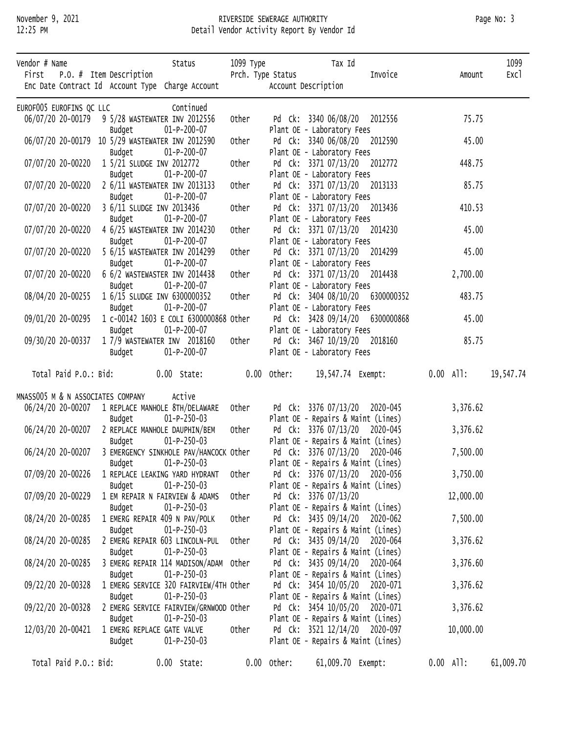November 9, 2021 — RIVERSIDE SEWERAGE AUTHORITY
12:25 PM — Detail Vendor Activity Report By Vendor Id

| Vendor # Name / First P.O. # Item Description / Enc Date Contract Id Account Type Charge Account | Status | 1099 Type / Prch. Type Status | Tax Id / Account Description | Invoice | Amount | 1099 Excl |
|---|---|---|---|---|---|---|
| EUROF005 EUROFINS QC LLC | Continued | | | | | |
| 06/07/20 20-00179 9 5/28 WASTEWATER INV 2012556 | | Other | Pd Ck: 3340 06/08/20 | 2012556 | 75.75 | |
| Budget 01-P-200-07 | | | Plant OE - Laboratory Fees | | | |
| 06/07/20 20-00179 10 5/29 WASTEWATER INV 2012590 | | Other | Pd Ck: 3340 06/08/20 | 2012590 | 45.00 | |
| Budget 01-P-200-07 | | | Plant OE - Laboratory Fees | | | |
| 07/07/20 20-00220 1 5/21 SLUDGE INV 2012772 | | Other | Pd Ck: 3371 07/13/20 | 2012772 | 448.75 | |
| Budget 01-P-200-07 | | | Plant OE - Laboratory Fees | | | |
| 07/07/20 20-00220 2 6/11 WASTEWATER INV 2013133 | | Other | Pd Ck: 3371 07/13/20 | 2013133 | 85.75 | |
| Budget 01-P-200-07 | | | Plant OE - Laboratory Fees | | | |
| 07/07/20 20-00220 3 6/11 SLUDGE INV 2013436 | | Other | Pd Ck: 3371 07/13/20 | 2013436 | 410.53 | |
| Budget 01-P-200-07 | | | Plant OE - Laboratory Fees | | | |
| 07/07/20 20-00220 4 6/25 WASTEWATER INV 2014230 | | Other | Pd Ck: 3371 07/13/20 | 2014230 | 45.00 | |
| Budget 01-P-200-07 | | | Plant OE - Laboratory Fees | | | |
| 07/07/20 20-00220 5 6/15 WASTEWATER INV 2014299 | | Other | Pd Ck: 3371 07/13/20 | 2014299 | 45.00 | |
| Budget 01-P-200-07 | | | Plant OE - Laboratory Fees | | | |
| 07/07/20 20-00220 6 6/2 WASTEWASTER INV 2014438 | | Other | Pd Ck: 3371 07/13/20 | 2014438 | 2,700.00 | |
| Budget 01-P-200-07 | | | Plant OE - Laboratory Fees | | | |
| 08/04/20 20-00255 1 6/15 SLUDGE INV 6300000352 | | Other | Pd Ck: 3404 08/10/20 | 6300000352 | 483.75 | |
| Budget 01-P-200-07 | | | Plant OE - Laboratory Fees | | | |
| 09/01/20 20-00295 1 c-00142 1603 E COLI 6300000868 | | Other | Pd Ck: 3428 09/14/20 | 6300000868 | 45.00 | |
| Budget 01-P-200-07 | | | Plant OE - Laboratory Fees | | | |
| 09/30/20 20-00337 1 7/9 WASTEWATER INV 2018160 | | Other | Pd Ck: 3467 10/19/20 | 2018160 | 85.75 | |
| Budget 01-P-200-07 | | | Plant OE - Laboratory Fees | | | |
| Total Paid P.O.: Bid: 0.00 State: 0.00 | | Other: 19,547.74 | Exempt: | 0.00 | All: | 19,547.74 |
| MNASS005 M & N ASSOCIATES COMPANY | Active | | | | | |
| 06/24/20 20-00207 1 REPLACE MANHOLE 8TH/DELAWARE | | Other | Pd Ck: 3376 07/13/20 | 2020-045 | 3,376.62 | |
| Budget 01-P-250-03 | | | Plant OE - Repairs & Maint (Lines) | | | |
| 06/24/20 20-00207 2 REPLACE MANHOLE DAUPHIN/BEM | | Other | Pd Ck: 3376 07/13/20 | 2020-045 | 3,376.62 | |
| Budget 01-P-250-03 | | | Plant OE - Repairs & Maint (Lines) | | | |
| 06/24/20 20-00207 3 EMERGENCY SINKHOLE PAV/HANCOCK | | Other | Pd Ck: 3376 07/13/20 | 2020-046 | 7,500.00 | |
| Budget 01-P-250-03 | | | Plant OE - Repairs & Maint (Lines) | | | |
| 07/09/20 20-00226 1 REPLACE LEAKING YARD HYDRANT | | Other | Pd Ck: 3376 07/13/20 | 2020-056 | 3,750.00 | |
| Budget 01-P-250-03 | | | Plant OE - Repairs & Maint (Lines) | | | |
| 07/09/20 20-00229 1 EM REPAIR N FAIRVIEW & ADAMS | | Other | Pd Ck: 3376 07/13/20 | | 12,000.00 | |
| Budget 01-P-250-03 | | | Plant OE - Repairs & Maint (Lines) | | | |
| 08/24/20 20-00285 1 EMERG REPAIR 409 N PAV/POLK | | Other | Pd Ck: 3435 09/14/20 | 2020-062 | 7,500.00 | |
| Budget 01-P-250-03 | | | Plant OE - Repairs & Maint (Lines) | | | |
| 08/24/20 20-00285 2 EMERG REPAIR 603 LINCOLN-PUL | | Other | Pd Ck: 3435 09/14/20 | 2020-064 | 3,376.62 | |
| Budget 01-P-250-03 | | | Plant OE - Repairs & Maint (Lines) | | | |
| 08/24/20 20-00285 3 EMERG REPAIR 114 MADISON/ADAM | | Other | Pd Ck: 3435 09/14/20 | 2020-064 | 3,376.60 | |
| Budget 01-P-250-03 | | | Plant OE - Repairs & Maint (Lines) | | | |
| 09/22/20 20-00328 1 EMERG SERVICE 320 FAIRVIEW/4TH | | Other | Pd Ck: 3454 10/05/20 | 2020-071 | 3,376.62 | |
| Budget 01-P-250-03 | | | Plant OE - Repairs & Maint (Lines) | | | |
| 09/22/20 20-00328 2 EMERG SERVICE FAIRVIEW/GRNWOOD | | Other | Pd Ck: 3454 10/05/20 | 2020-071 | 3,376.62 | |
| Budget 01-P-250-03 | | | Plant OE - Repairs & Maint (Lines) | | | |
| 12/03/20 20-00421 1 EMERG REPLACE GATE VALVE | | Other | Pd Ck: 3521 12/14/20 | 2020-097 | 10,000.00 | |
| Budget 01-P-250-03 | | | Plant OE - Repairs & Maint (Lines) | | | |
| Total Paid P.O.: Bid: 0.00 State: 0.00 | | Other: 61,009.70 | Exempt: | 0.00 | All: | 61,009.70 |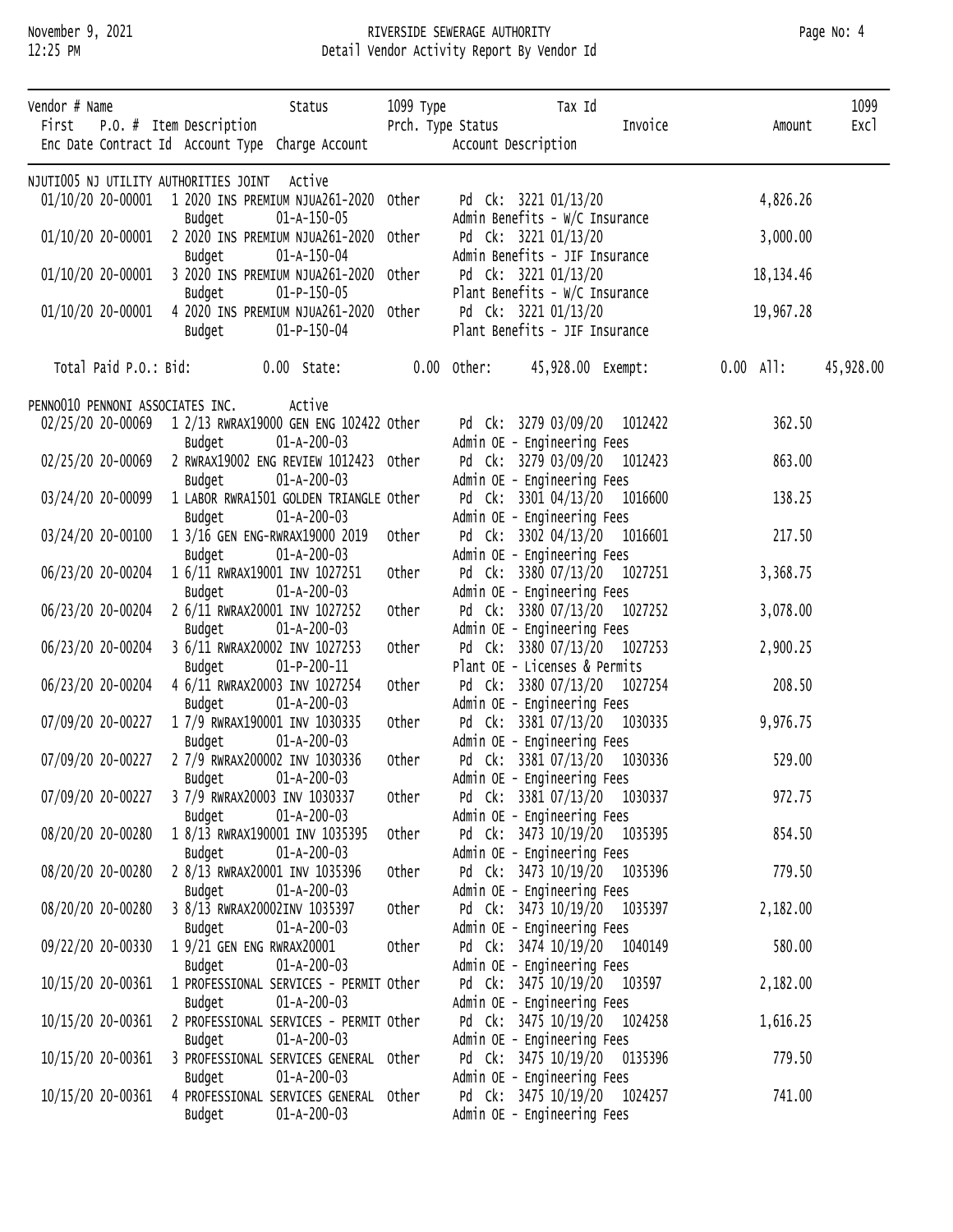# RIVERSIDE SEWERAGE AUTHORITY
## Detail Vendor Activity Report By Vendor Id

November 9, 2021
12:25 PM

| Vendor # Name / First / Enc Date | P.O. # | Item Description / Account Type | Status / Charge Account | 1099 Type / Prch. Type | Status / Account Description | Tax Id / Invoice | Amount | 1099 Excl |
|---|---|---|---|---|---|---|---|---|
| **NJUTI005 NJ UTILITY AUTHORITIES JOINT** | | | Active | | | | | |
| 01/10/20 | 20-00001 | 1 2020 INS PREMIUM NJUA261-2020 | | Other | Pd Ck: 3221 01/13/20 | | 4,826.26 | |
| | | Budget | 01-A-150-05 | | Admin Benefits - W/C Insurance | | | |
| 01/10/20 | 20-00001 | 2 2020 INS PREMIUM NJUA261-2020 | | Other | Pd Ck: 3221 01/13/20 | | 3,000.00 | |
| | | Budget | 01-A-150-04 | | Admin Benefits - JIF Insurance | | | |
| 01/10/20 | 20-00001 | 3 2020 INS PREMIUM NJUA261-2020 | | Other | Pd Ck: 3221 01/13/20 | | 18,134.46 | |
| | | Budget | 01-P-150-05 | | Plant Benefits - W/C Insurance | | | |
| 01/10/20 | 20-00001 | 4 2020 INS PREMIUM NJUA261-2020 | | Other | Pd Ck: 3221 01/13/20 | | 19,967.28 | |
| | | Budget | 01-P-150-04 | | Plant Benefits - JIF Insurance | | | |
| Total Paid P.O.: | Bid: 0.00 | State: 0.00 | Other: 45,928.00 | Exempt: 0.00 | All: 45,928.00 | | | |
| **PENNO010 PENNONI ASSOCIATES INC.** | | | Active | | | | | |
| 02/25/20 | 20-00069 | 1 2/13 RWRAX19000 GEN ENG 102422 | | Other | Pd Ck: 3279 03/09/20 | 1012422 | 362.50 | |
| | | Budget | 01-A-200-03 | | Admin OE - Engineering Fees | | | |
| 02/25/20 | 20-00069 | 2 RWRAX19002 ENG REVIEW 1012423 | | Other | Pd Ck: 3279 03/09/20 | 1012423 | 863.00 | |
| | | Budget | 01-A-200-03 | | Admin OE - Engineering Fees | | | |
| 03/24/20 | 20-00099 | 1 LABOR RWRA1501 GOLDEN TRIANGLE | | Other | Pd Ck: 3301 04/13/20 | 1016600 | 138.25 | |
| | | Budget | 01-A-200-03 | | Admin OE - Engineering Fees | | | |
| 03/24/20 | 20-00100 | 1 3/16 GEN ENG-RWRAX19000 2019 | | Other | Pd Ck: 3302 04/13/20 | 1016601 | 217.50 | |
| | | Budget | 01-A-200-03 | | Admin OE - Engineering Fees | | | |
| 06/23/20 | 20-00204 | 1 6/11 RWRAX19001 INV 1027251 | | Other | Pd Ck: 3380 07/13/20 | 1027251 | 3,368.75 | |
| | | Budget | 01-A-200-03 | | Admin OE - Engineering Fees | | | |
| 06/23/20 | 20-00204 | 2 6/11 RWRAX20001 INV 1027252 | | Other | Pd Ck: 3380 07/13/20 | 1027252 | 3,078.00 | |
| | | Budget | 01-A-200-03 | | Admin OE - Engineering Fees | | | |
| 06/23/20 | 20-00204 | 3 6/11 RWRAX20002 INV 1027253 | | Other | Pd Ck: 3380 07/13/20 | 1027253 | 2,900.25 | |
| | | Budget | 01-P-200-11 | | Plant OE - Licenses & Permits | | | |
| 06/23/20 | 20-00204 | 4 6/11 RWRAX20003 INV 1027254 | | Other | Pd Ck: 3380 07/13/20 | 1027254 | 208.50 | |
| | | Budget | 01-A-200-03 | | Admin OE - Engineering Fees | | | |
| 07/09/20 | 20-00227 | 1 7/9 RWRAX190001 INV 1030335 | | Other | Pd Ck: 3381 07/13/20 | 1030335 | 9,976.75 | |
| | | Budget | 01-A-200-03 | | Admin OE - Engineering Fees | | | |
| 07/09/20 | 20-00227 | 2 7/9 RWRAX200002 INV 1030336 | | Other | Pd Ck: 3381 07/13/20 | 1030336 | 529.00 | |
| | | Budget | 01-A-200-03 | | Admin OE - Engineering Fees | | | |
| 07/09/20 | 20-00227 | 3 7/9 RWRAX20003 INV 1030337 | | Other | Pd Ck: 3381 07/13/20 | 1030337 | 972.75 | |
| | | Budget | 01-A-200-03 | | Admin OE - Engineering Fees | | | |
| 08/20/20 | 20-00280 | 1 8/13 RWRAX190001 INV 1035395 | | Other | Pd Ck: 3473 10/19/20 | 1035395 | 854.50 | |
| | | Budget | 01-A-200-03 | | Admin OE - Engineering Fees | | | |
| 08/20/20 | 20-00280 | 2 8/13 RWRAX20001 INV 1035396 | | Other | Pd Ck: 3473 10/19/20 | 1035396 | 779.50 | |
| | | Budget | 01-A-200-03 | | Admin OE - Engineering Fees | | | |
| 08/20/20 | 20-00280 | 3 8/13 RWRAX20002INV 1035397 | | Other | Pd Ck: 3473 10/19/20 | 1035397 | 2,182.00 | |
| | | Budget | 01-A-200-03 | | Admin OE - Engineering Fees | | | |
| 09/22/20 | 20-00330 | 1 9/21 GEN ENG RWRAX20001 | | Other | Pd Ck: 3474 10/19/20 | 1040149 | 580.00 | |
| | | Budget | 01-A-200-03 | | Admin OE - Engineering Fees | | | |
| 10/15/20 | 20-00361 | 1 PROFESSIONAL SERVICES - PERMIT | | Other | Pd Ck: 3475 10/19/20 | 103597 | 2,182.00 | |
| | | Budget | 01-A-200-03 | | Admin OE - Engineering Fees | | | |
| 10/15/20 | 20-00361 | 2 PROFESSIONAL SERVICES - PERMIT | | Other | Pd Ck: 3475 10/19/20 | 1024258 | 1,616.25 | |
| | | Budget | 01-A-200-03 | | Admin OE - Engineering Fees | | | |
| 10/15/20 | 20-00361 | 3 PROFESSIONAL SERVICES GENERAL | | Other | Pd Ck: 3475 10/19/20 | 0135396 | 779.50 | |
| | | Budget | 01-A-200-03 | | Admin OE - Engineering Fees | | | |
| 10/15/20 | 20-00361 | 4 PROFESSIONAL SERVICES GENERAL | | Other | Pd Ck: 3475 10/19/20 | 1024257 | 741.00 | |
| | | Budget | 01-A-200-03 | | Admin OE - Engineering Fees | | | |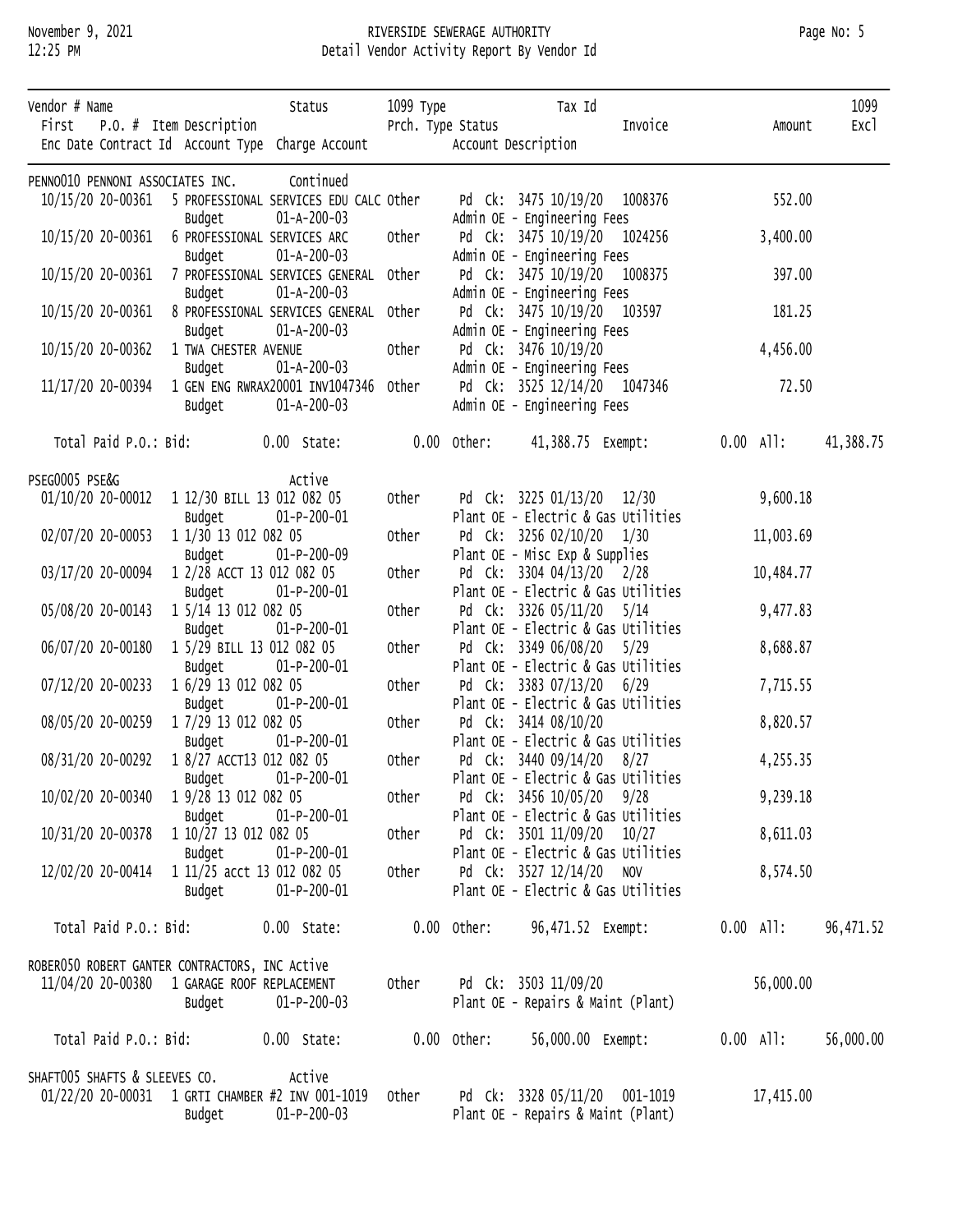RIVERSIDE SEWERAGE AUTHORITY
Detail Vendor Activity Report By Vendor Id

November 9, 2021
12:25 PM

| Vendor # Name / First / Enc Date | P.O. # / Contract Id | Item Description / Account Type | Status / Charge Account | 1099 Type / Prch. Type | Status / Account Description | Tax Id / Invoice | Amount | 1099 Excl |
|---|---|---|---|---|---|---|---|---|
| PENNO010 PENNONI ASSOCIATES INC. | | | Continued | | | | | |
| 10/15/20 | 20-00361 | 5 PROFESSIONAL SERVICES EDU CALC | | Other | Pd Ck: 3475 10/19/20 | 1008376 | 552.00 | |
| | | Budget | 01-A-200-03 | | Admin OE - Engineering Fees | | | |
| 10/15/20 | 20-00361 | 6 PROFESSIONAL SERVICES ARC | | Other | Pd Ck: 3475 10/19/20 | 1024256 | 3,400.00 | |
| | | Budget | 01-A-200-03 | | Admin OE - Engineering Fees | | | |
| 10/15/20 | 20-00361 | 7 PROFESSIONAL SERVICES GENERAL | | Other | Pd Ck: 3475 10/19/20 | 1008375 | 397.00 | |
| | | Budget | 01-A-200-03 | | Admin OE - Engineering Fees | | | |
| 10/15/20 | 20-00361 | 8 PROFESSIONAL SERVICES GENERAL | | Other | Pd Ck: 3475 10/19/20 | 103597 | 181.25 | |
| | | Budget | 01-A-200-03 | | Admin OE - Engineering Fees | | | |
| 10/15/20 | 20-00362 | 1 TWA CHESTER AVENUE | | Other | Pd Ck: 3476 10/19/20 | | 4,456.00 | |
| | | Budget | 01-A-200-03 | | Admin OE - Engineering Fees | | | |
| 11/17/20 | 20-00394 | 1 GEN ENG RWRAX20001 INV1047346 | | Other | Pd Ck: 3525 12/14/20 | 1047346 | 72.50 | |
| | | Budget | 01-A-200-03 | | Admin OE - Engineering Fees | | | |
| Total Paid P.O.: | Bid: 0.00 | State: 0.00 | Other: 41,388.75 | Exempt: 0.00 | All: 41,388.75 | | | |
| PSEG0005 PSE&G | | | Active | | | | | |
| 01/10/20 | 20-00012 | 1 12/30 BILL 13 012 082 05 | | Other | Pd Ck: 3225 01/13/20 | 12/30 | 9,600.18 | |
| | | Budget | 01-P-200-01 | | Plant OE - Electric & Gas Utilities | | | |
| 02/07/20 | 20-00053 | 1 1/30 13 012 082 05 | | Other | Pd Ck: 3256 02/10/20 | 1/30 | 11,003.69 | |
| | | Budget | 01-P-200-09 | | Plant OE - Misc Exp & Supplies | | | |
| 03/17/20 | 20-00094 | 1 2/28 ACCT 13 012 082 05 | | Other | Pd Ck: 3304 04/13/20 | 2/28 | 10,484.77 | |
| | | Budget | 01-P-200-01 | | Plant OE - Electric & Gas Utilities | | | |
| 05/08/20 | 20-00143 | 1 5/14 13 012 082 05 | | Other | Pd Ck: 3326 05/11/20 | 5/14 | 9,477.83 | |
| | | Budget | 01-P-200-01 | | Plant OE - Electric & Gas Utilities | | | |
| 06/07/20 | 20-00180 | 1 5/29 BILL 13 012 082 05 | | Other | Pd Ck: 3349 06/08/20 | 5/29 | 8,688.87 | |
| | | Budget | 01-P-200-01 | | Plant OE - Electric & Gas Utilities | | | |
| 07/12/20 | 20-00233 | 1 6/29 13 012 082 05 | | Other | Pd Ck: 3383 07/13/20 | 6/29 | 7,715.55 | |
| | | Budget | 01-P-200-01 | | Plant OE - Electric & Gas Utilities | | | |
| 08/05/20 | 20-00259 | 1 7/29 13 012 082 05 | | Other | Pd Ck: 3414 08/10/20 | | 8,820.57 | |
| | | Budget | 01-P-200-01 | | Plant OE - Electric & Gas Utilities | | | |
| 08/31/20 | 20-00292 | 1 8/27 ACCT13 012 082 05 | | Other | Pd Ck: 3440 09/14/20 | 8/27 | 4,255.35 | |
| | | Budget | 01-P-200-01 | | Plant OE - Electric & Gas Utilities | | | |
| 10/02/20 | 20-00340 | 1 9/28 13 012 082 05 | | Other | Pd Ck: 3456 10/05/20 | 9/28 | 9,239.18 | |
| | | Budget | 01-P-200-01 | | Plant OE - Electric & Gas Utilities | | | |
| 10/31/20 | 20-00378 | 1 10/27 13 012 082 05 | | Other | Pd Ck: 3501 11/09/20 | 10/27 | 8,611.03 | |
| | | Budget | 01-P-200-01 | | Plant OE - Electric & Gas Utilities | | | |
| 12/02/20 | 20-00414 | 1 11/25 acct 13 012 082 05 | | Other | Pd Ck: 3527 12/14/20 | NOV | 8,574.50 | |
| | | Budget | 01-P-200-01 | | Plant OE - Electric & Gas Utilities | | | |
| Total Paid P.O.: | Bid: 0.00 | State: 0.00 | Other: 96,471.52 | Exempt: 0.00 | All: 96,471.52 | | | |
| ROBER050 ROBERT GANTER CONTRACTORS, INC | | | Active | | | | | |
| 11/04/20 | 20-00380 | 1 GARAGE ROOF REPLACEMENT | | Other | Pd Ck: 3503 11/09/20 | | 56,000.00 | |
| | | Budget | 01-P-200-03 | | Plant OE - Repairs & Maint (Plant) | | | |
| Total Paid P.O.: | Bid: 0.00 | State: 0.00 | Other: 56,000.00 | Exempt: 0.00 | All: 56,000.00 | | | |
| SHAFT005 SHAFTS & SLEEVES CO. | | | Active | | | | | |
| 01/22/20 | 20-00031 | 1 GRTI CHAMBER #2 INV 001-1019 | | Other | Pd Ck: 3328 05/11/20 | 001-1019 | 17,415.00 | |
| | | Budget | 01-P-200-03 | | Plant OE - Repairs & Maint (Plant) | | | |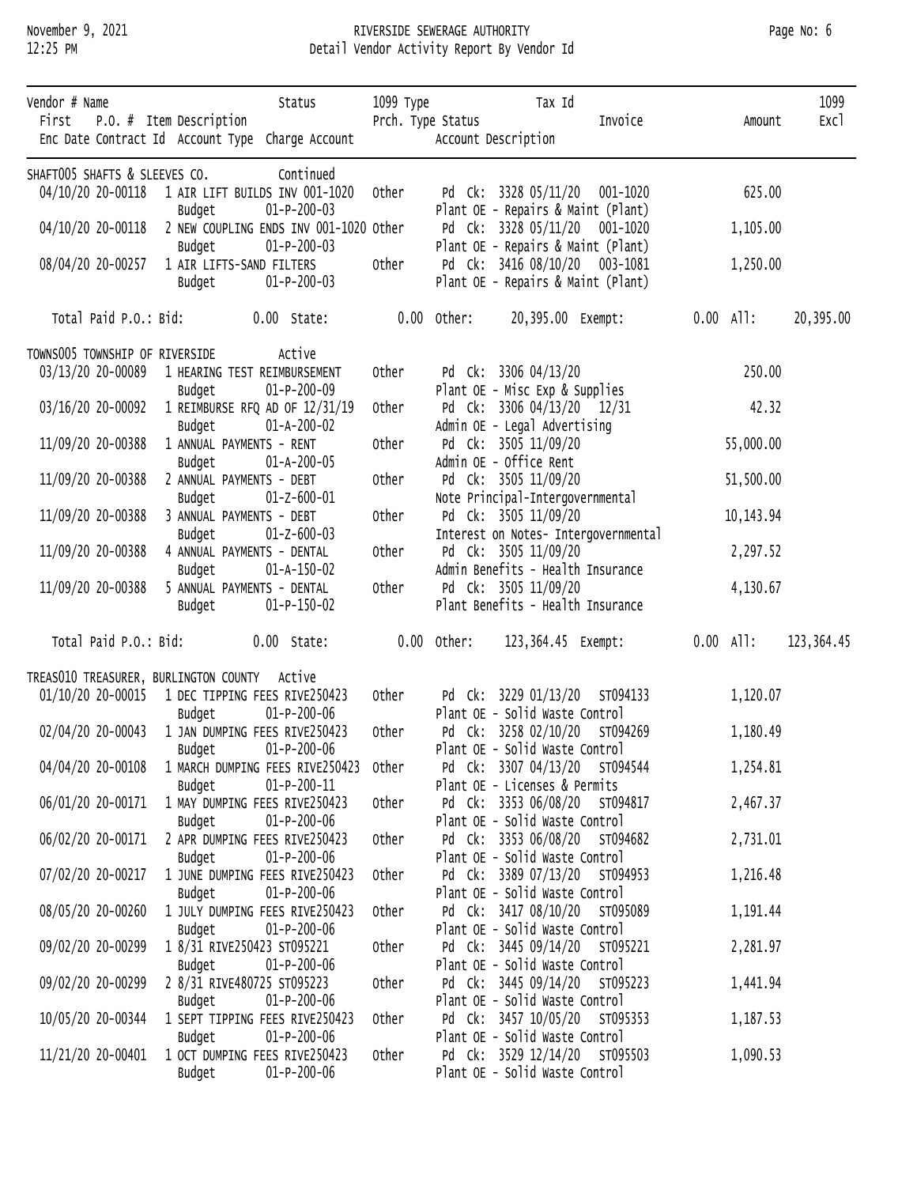| Vendor # Name<br>First P.O. # Item Description<br>Enc Date Contract Id Account Type Charge Account | Status | 1099 Type<br>Prch. Type Status | Tax Id<br>Invoice<br>Account Description | Amount | 1099 Excl |
|---|---|---|---|---|---|
| SHAFT005 SHAFTS & SLEEVES CO. | Continued | | | | |
| 04/10/20 20-00118 1 AIR LIFT BUILDS INV 001-1020<br>Budget 01-P-200-03 | | Other | Pd Ck: 3328 05/11/20 001-1020<br>Plant OE - Repairs & Maint (Plant) | 625.00 | |
| 04/10/20 20-00118 2 NEW COUPLING ENDS INV 001-1020<br>Budget 01-P-200-03 | | Other | Pd Ck: 3328 05/11/20 001-1020<br>Plant OE - Repairs & Maint (Plant) | 1,105.00 | |
| 08/04/20 20-00257 1 AIR LIFTS-SAND FILTERS<br>Budget 01-P-200-03 | | Other | Pd Ck: 3416 08/10/20 003-1081<br>Plant OE - Repairs & Maint (Plant) | 1,250.00 | |
| Total Paid P.O.: Bid: 0.00 | State: | 0.00 | Other: 20,395.00 Exempt: | 0.00 All: | 20,395.00 |
| TOWNS005 TOWNSHIP OF RIVERSIDE | Active | | | | |
| 03/13/20 20-00089 1 HEARING TEST REIMBURSEMENT<br>Budget 01-P-200-09 | | Other | Pd Ck: 3306 04/13/20<br>Plant OE - Misc Exp & Supplies | 250.00 | |
| 03/16/20 20-00092 1 REIMBURSE RFQ AD OF 12/31/19<br>Budget 01-A-200-02 | | Other | Pd Ck: 3306 04/13/20 12/31<br>Admin OE - Legal Advertising | 42.32 | |
| 11/09/20 20-00388 1 ANNUAL PAYMENTS - RENT<br>Budget 01-A-200-05 | | Other | Pd Ck: 3505 11/09/20<br>Admin OE - Office Rent | 55,000.00 | |
| 11/09/20 20-00388 2 ANNUAL PAYMENTS - DEBT<br>Budget 01-Z-600-01 | | Other | Pd Ck: 3505 11/09/20<br>Note Principal-Intergovernmental | 51,500.00 | |
| 11/09/20 20-00388 3 ANNUAL PAYMENTS - DEBT<br>Budget 01-Z-600-03 | | Other | Pd Ck: 3505 11/09/20<br>Interest on Notes- Intergovernmental | 10,143.94 | |
| 11/09/20 20-00388 4 ANNUAL PAYMENTS - DENTAL<br>Budget 01-A-150-02 | | Other | Pd Ck: 3505 11/09/20<br>Admin Benefits - Health Insurance | 2,297.52 | |
| 11/09/20 20-00388 5 ANNUAL PAYMENTS - DENTAL<br>Budget 01-P-150-02 | | Other | Pd Ck: 3505 11/09/20<br>Plant Benefits - Health Insurance | 4,130.67 | |
| Total Paid P.O.: Bid: 0.00 | State: | 0.00 | Other: 123,364.45 Exempt: | 0.00 All: | 123,364.45 |
| TREAS010 TREASURER, BURLINGTON COUNTY | Active | | | | |
| 01/10/20 20-00015 1 DEC TIPPING FEES RIVE250423<br>Budget 01-P-200-06 | | Other | Pd Ck: 3229 01/13/20 ST094133<br>Plant OE - Solid Waste Control | 1,120.07 | |
| 02/04/20 20-00043 1 JAN DUMPING FEES RIVE250423<br>Budget 01-P-200-06 | | Other | Pd Ck: 3258 02/10/20 ST094269<br>Plant OE - Solid Waste Control | 1,180.49 | |
| 04/04/20 20-00108 1 MARCH DUMPING FEES RIVE250423<br>Budget 01-P-200-11 | | Other | Pd Ck: 3307 04/13/20 ST094544<br>Plant OE - Licenses & Permits | 1,254.81 | |
| 06/01/20 20-00171 1 MAY DUMPING FEES RIVE250423<br>Budget 01-P-200-06 | | Other | Pd Ck: 3353 06/08/20 ST094817<br>Plant OE - Solid Waste Control | 2,467.37 | |
| 06/02/20 20-00171 2 APR DUMPING FEES RIVE250423<br>Budget 01-P-200-06 | | Other | Pd Ck: 3353 06/08/20 ST094682<br>Plant OE - Solid Waste Control | 2,731.01 | |
| 07/02/20 20-00217 1 JUNE DUMPING FEES RIVE250423<br>Budget 01-P-200-06 | | Other | Pd Ck: 3389 07/13/20 ST094953<br>Plant OE - Solid Waste Control | 1,216.48 | |
| 08/05/20 20-00260 1 JULY DUMPING FEES RIVE250423<br>Budget 01-P-200-06 | | Other | Pd Ck: 3417 08/10/20 ST095089<br>Plant OE - Solid Waste Control | 1,191.44 | |
| 09/02/20 20-00299 1 8/31 RIVE250423 ST095221<br>Budget 01-P-200-06 | | Other | Pd Ck: 3445 09/14/20 ST095221<br>Plant OE - Solid Waste Control | 2,281.97 | |
| 09/02/20 20-00299 2 8/31 RIVE480725 ST095223<br>Budget 01-P-200-06 | | Other | Pd Ck: 3445 09/14/20 ST095223<br>Plant OE - Solid Waste Control | 1,441.94 | |
| 10/05/20 20-00344 1 SEPT TIPPING FEES RIVE250423<br>Budget 01-P-200-06 | | Other | Pd Ck: 3457 10/05/20 ST095353<br>Plant OE - Solid Waste Control | 1,187.53 | |
| 11/21/20 20-00401 1 OCT DUMPING FEES RIVE250423<br>Budget 01-P-200-06 | | Other | Pd Ck: 3529 12/14/20 ST095503<br>Plant OE - Solid Waste Control | 1,090.53 | |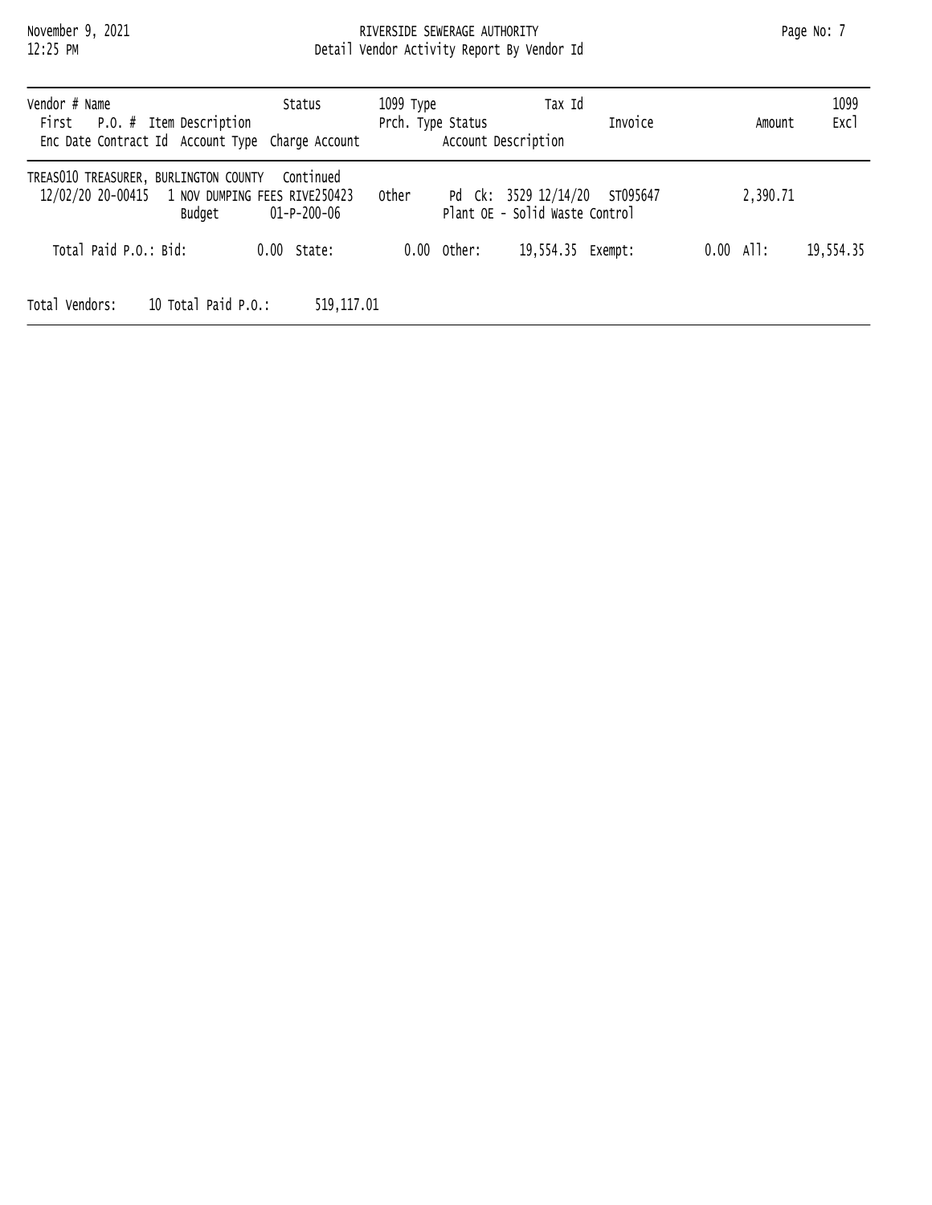RIVERSIDE SEWERAGE AUTHORITY
Detail Vendor Activity Report By Vendor Id

November 9, 2021
12:25 PM

| Vendor # Name<br>First P.O. # Item Description<br>Enc Date Contract Id Account Type Charge Account | Status | 1099 Type<br>Prch. Type Status | Tax Id<br>Account Description | Invoice | Amount | 1099 Excl |
|---|---|---|---|---|---|---|
| TREAS010 TREASURER, BURLINGTON COUNTY | Continued | | | | | |
| 12/02/20 20-00415 1 NOV DUMPING FEES RIVE250423<br>Budget 01-P-200-06 | | Other | Pd Ck: 3529 12/14/20<br>Plant OE - Solid Waste Control | ST095647 | 2,390.71 | |

Total Paid P.O.: Bid: 0.00 State: 0.00 Other: 19,554.35 Exempt: 0.00 All: 19,554.35

Total Vendors: 10 Total Paid P.O.: 519,117.01